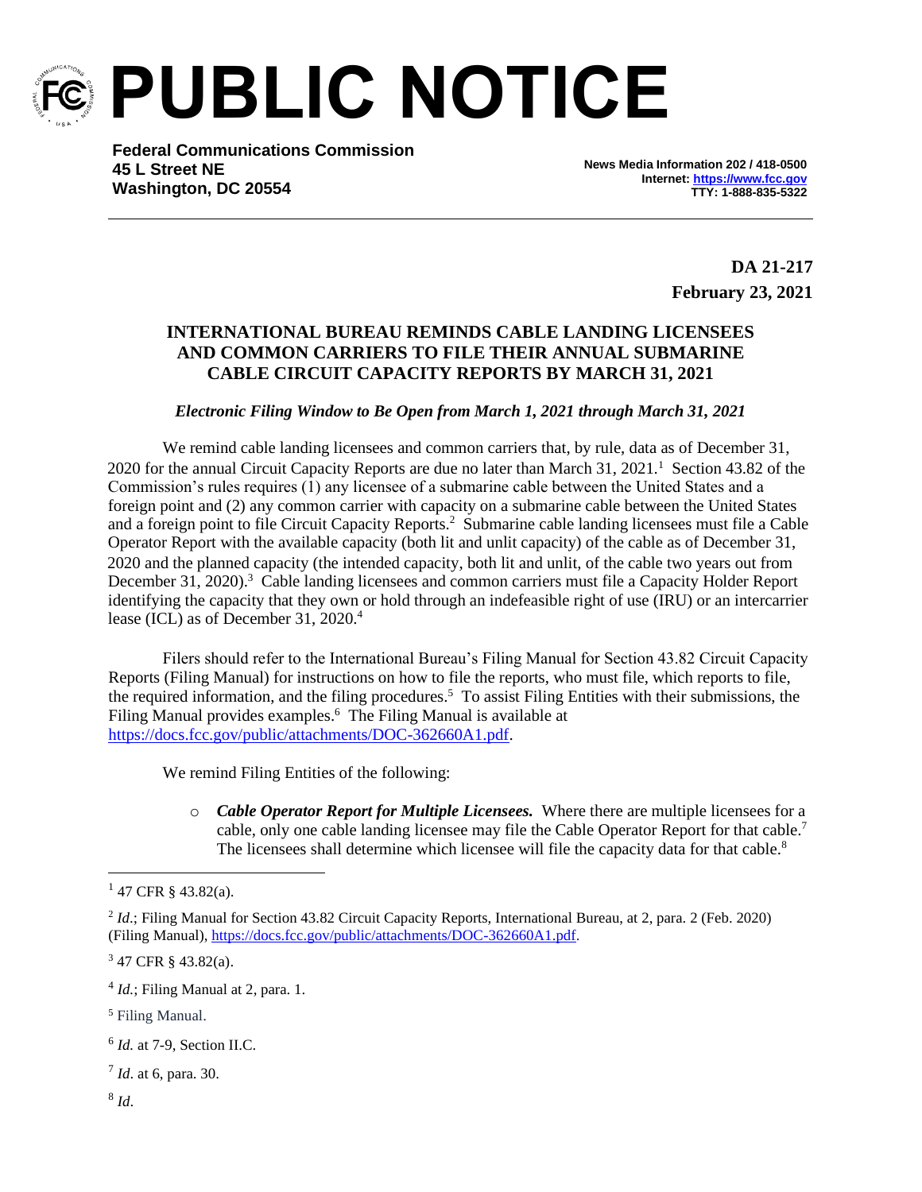# PUBLIC NOTICE

**Federal Communications Commission**
**45 L Street NE**
**Washington, DC 20554**

**News Media Information 202 / 418-0500**
**Internet: https://www.fcc.gov**
**TTY: 1-888-835-5322**

**DA 21-217**
**February 23, 2021**

## INTERNATIONAL BUREAU REMINDS CABLE LANDING LICENSEES AND COMMON CARRIERS TO FILE THEIR ANNUAL SUBMARINE CABLE CIRCUIT CAPACITY REPORTS BY MARCH 31, 2021

***Electronic Filing Window to Be Open from March 1, 2021 through March 31, 2021***

We remind cable landing licensees and common carriers that, by rule, data as of December 31, 2020 for the annual Circuit Capacity Reports are due no later than March 31, 2021.[1] Section 43.82 of the Commission's rules requires (1) any licensee of a submarine cable between the United States and a foreign point and (2) any common carrier with capacity on a submarine cable between the United States and a foreign point to file Circuit Capacity Reports.[2] Submarine cable landing licensees must file a Cable Operator Report with the available capacity (both lit and unlit capacity) of the cable as of December 31, 2020 and the planned capacity (the intended capacity, both lit and unlit, of the cable two years out from December 31, 2020).[3] Cable landing licensees and common carriers must file a Capacity Holder Report identifying the capacity that they own or hold through an indefeasible right of use (IRU) or an intercarrier lease (ICL) as of December 31, 2020.[4]

Filers should refer to the International Bureau's Filing Manual for Section 43.82 Circuit Capacity Reports (Filing Manual) for instructions on how to file the reports, who must file, which reports to file, the required information, and the filing procedures.[5] To assist Filing Entities with their submissions, the Filing Manual provides examples.[6] The Filing Manual is available at https://docs.fcc.gov/public/attachments/DOC-362660A1.pdf.

We remind Filing Entities of the following:

- ***Cable Operator Report for Multiple Licensees.*** Where there are multiple licensees for a cable, only one cable landing licensee may file the Cable Operator Report for that cable.[7] The licensees shall determine which licensee will file the capacity data for that cable.[8]

---

[1] 47 CFR § 43.82(a).

[2] *Id*.; Filing Manual for Section 43.82 Circuit Capacity Reports, International Bureau, at 2, para. 2 (Feb. 2020) (Filing Manual), https://docs.fcc.gov/public/attachments/DOC-362660A1.pdf.

[3] 47 CFR § 43.82(a).

[4] *Id.*; Filing Manual at 2, para. 1.

[5] Filing Manual.

[6] *Id.* at 7-9, Section II.C.

[7] *Id*. at 6, para. 30.

[8] *Id*.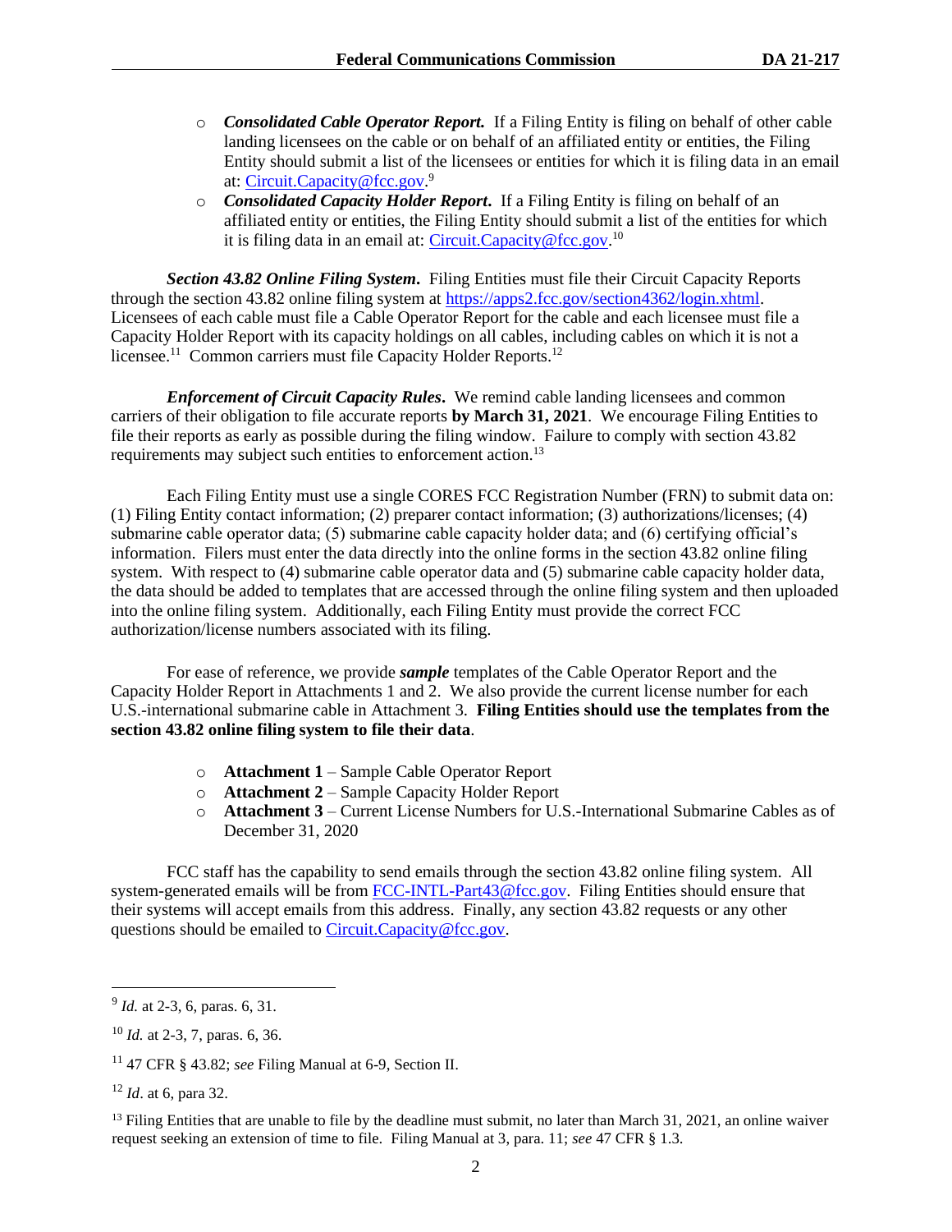- ***Consolidated Cable Operator Report.*** If a Filing Entity is filing on behalf of other cable landing licensees on the cable or on behalf of an affiliated entity or entities, the Filing Entity should submit a list of the licensees or entities for which it is filing data in an email at: Circuit.Capacity@fcc.gov.[9]
- ***Consolidated Capacity Holder Report***. If a Filing Entity is filing on behalf of an affiliated entity or entities, the Filing Entity should submit a list of the entities for which it is filing data in an email at: Circuit.Capacity@fcc.gov.[10]

***Section 43.82 Online Filing System***. Filing Entities must file their Circuit Capacity Reports through the section 43.82 online filing system at https://apps2.fcc.gov/section4362/login.xhtml. Licensees of each cable must file a Cable Operator Report for the cable and each licensee must file a Capacity Holder Report with its capacity holdings on all cables, including cables on which it is not a licensee.[11] Common carriers must file Capacity Holder Reports.[12]

***Enforcement of Circuit Capacity Rules***. We remind cable landing licensees and common carriers of their obligation to file accurate reports **by March 31, 2021**. We encourage Filing Entities to file their reports as early as possible during the filing window. Failure to comply with section 43.82 requirements may subject such entities to enforcement action.[13]

Each Filing Entity must use a single CORES FCC Registration Number (FRN) to submit data on: (1) Filing Entity contact information; (2) preparer contact information; (3) authorizations/licenses; (4) submarine cable operator data; (5) submarine cable capacity holder data; and (6) certifying official's information. Filers must enter the data directly into the online forms in the section 43.82 online filing system. With respect to (4) submarine cable operator data and (5) submarine cable capacity holder data, the data should be added to templates that are accessed through the online filing system and then uploaded into the online filing system. Additionally, each Filing Entity must provide the correct FCC authorization/license numbers associated with its filing.

For ease of reference, we provide ***sample*** templates of the Cable Operator Report and the Capacity Holder Report in Attachments 1 and 2. We also provide the current license number for each U.S.-international submarine cable in Attachment 3. **Filing Entities should use the templates from the section 43.82 online filing system to file their data**.

- **Attachment 1** – Sample Cable Operator Report
- **Attachment 2** – Sample Capacity Holder Report
- **Attachment 3** – Current License Numbers for U.S.-International Submarine Cables as of December 31, 2020

FCC staff has the capability to send emails through the section 43.82 online filing system. All system-generated emails will be from FCC-INTL-Part43@fcc.gov. Filing Entities should ensure that their systems will accept emails from this address. Finally, any section 43.82 requests or any other questions should be emailed to Circuit.Capacity@fcc.gov.

---

[9] *Id.* at 2-3, 6, paras. 6, 31.

[10] *Id.* at 2-3, 7, paras. 6, 36.

[11] 47 CFR § 43.82; *see* Filing Manual at 6-9, Section II.

[12] *Id*. at 6, para 32.

[13] Filing Entities that are unable to file by the deadline must submit, no later than March 31, 2021, an online waiver request seeking an extension of time to file. Filing Manual at 3, para. 11; *see* 47 CFR § 1.3.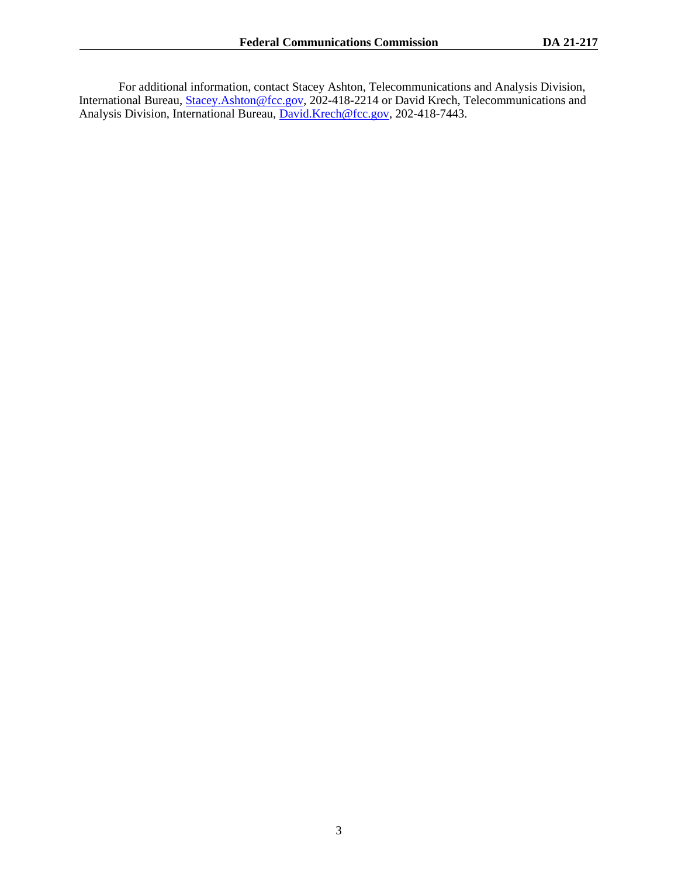For additional information, contact Stacey Ashton, Telecommunications and Analysis Division, International Bureau, Stacey.Ashton@fcc.gov, 202-418-2214 or David Krech, Telecommunications and Analysis Division, International Bureau, David.Krech@fcc.gov, 202-418-7443.